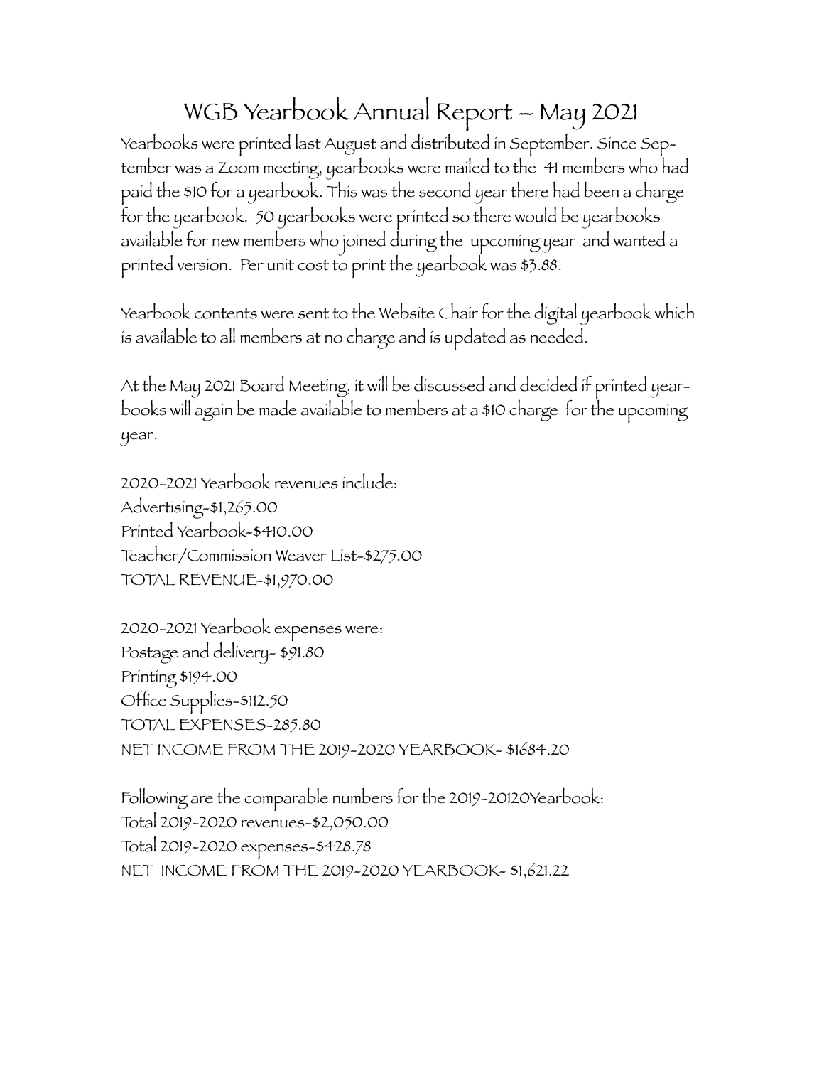# WGB Yearbook Annual Report – May 2021

Yearbooks were printed last August and distributed in September. Since September was a Zoom meeting, yearbooks were mailed to the 41 members who had paid the $10 for a yearbook. This was the second year there had been a charge for the yearbook. 50 yearbooks were printed so there would be yearbooks available for new members who joined during the upcoming year and wanted a printed version. Per unit cost to print the yearbook was $3.88.

Yearbook contents were sent to the Website Chair for the digital yearbook which is available to all members at no charge and is updated as needed.

At the May 2021 Board Meeting, it will be discussed and decided if printed yearbooks will again be made available to members at a $10 charge for the upcoming year.

2020-2021 Yearbook revenues include:
Advertising-$1,265.00
Printed Yearbook-$410.00
Teacher/Commission Weaver List-$275.00
TOTAL REVENUE-$1,970.00

2020-2021 Yearbook expenses were:
Postage and delivery- $91.80
Printing $194.00
Office Supplies-$112.50
TOTAL EXPENSES-285.80
NET INCOME FROM THE 2019-2020 YEARBOOK- $1684.20

Following are the comparable numbers for the 2019-20120Yearbook:
Total 2019-2020 revenues-$2,050.00
Total 2019-2020 expenses-$428.78
NET INCOME FROM THE 2019-2020 YEARBOOK- $1,621.22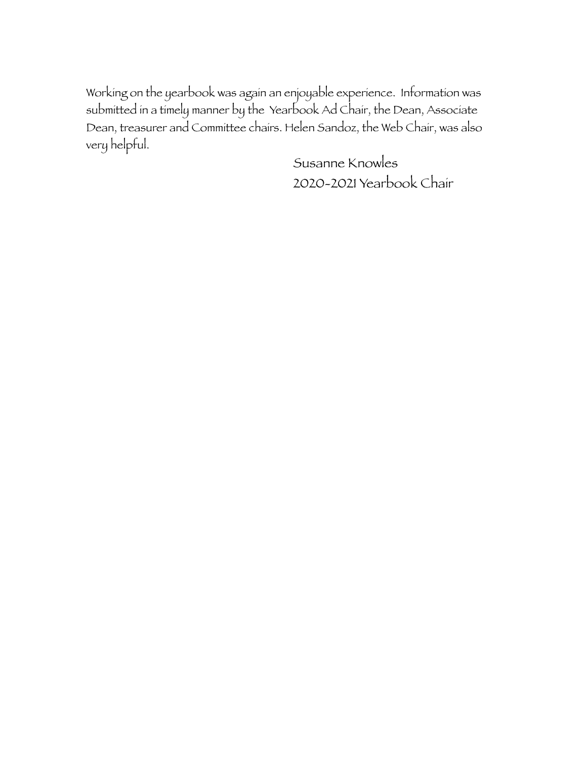Working on the yearbook was again an enjoyable experience. Information was submitted in a timely manner by the Yearbook Ad Chair, the Dean, Associate Dean, treasurer and Committee chairs. Helen Sandoz, the Web Chair, was also very helpful.

Susanne Knowles
2020-2021 Yearbook Chair